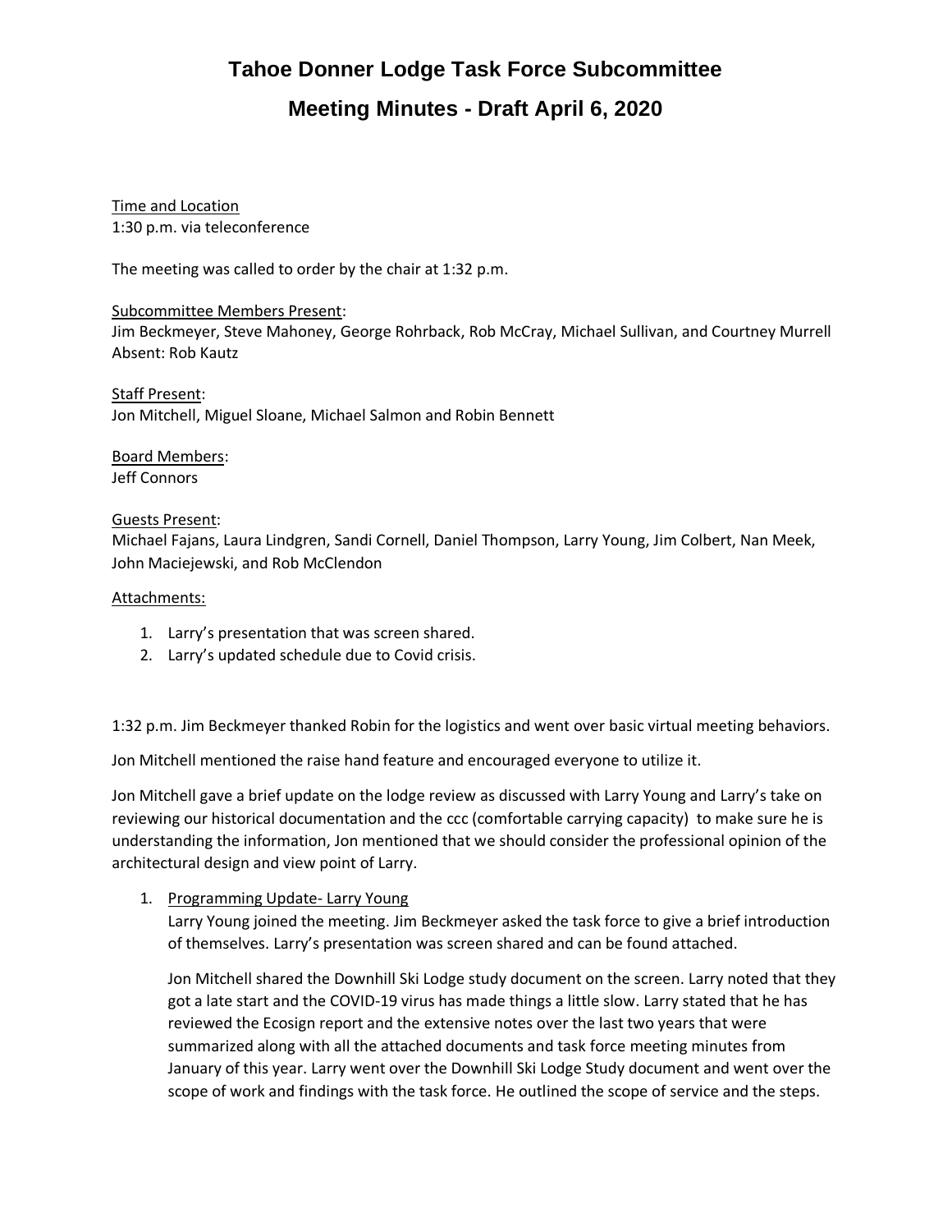# Tahoe Donner Lodge Task Force Subcommittee

## Meeting Minutes - Draft April 6, 2020

Time and Location
1:30 p.m. via teleconference

The meeting was called to order by the chair at 1:32 p.m.

Subcommittee Members Present:
Jim Beckmeyer, Steve Mahoney, George Rohrback, Rob McCray, Michael Sullivan, and Courtney Murrell
Absent: Rob Kautz

Staff Present:
Jon Mitchell, Miguel Sloane, Michael Salmon and Robin Bennett

Board Members:
Jeff Connors

Guests Present:
Michael Fajans, Laura Lindgren, Sandi Cornell, Daniel Thompson, Larry Young, Jim Colbert, Nan Meek, John Maciejewski, and Rob McClendon

Attachments:

1. Larry's presentation that was screen shared.
2. Larry's updated schedule due to Covid crisis.

1:32 p.m. Jim Beckmeyer thanked Robin for the logistics and went over basic virtual meeting behaviors.

Jon Mitchell mentioned the raise hand feature and encouraged everyone to utilize it.

Jon Mitchell gave a brief update on the lodge review as discussed with Larry Young and Larry's take on reviewing our historical documentation and the ccc (comfortable carrying capacity) to make sure he is understanding the information, Jon mentioned that we should consider the professional opinion of the architectural design and view point of Larry.

1. Programming Update- Larry Young

   Larry Young joined the meeting. Jim Beckmeyer asked the task force to give a brief introduction of themselves. Larry's presentation was screen shared and can be found attached.

   Jon Mitchell shared the Downhill Ski Lodge study document on the screen. Larry noted that they got a late start and the COVID-19 virus has made things a little slow. Larry stated that he has reviewed the Ecosign report and the extensive notes over the last two years that were summarized along with all the attached documents and task force meeting minutes from January of this year. Larry went over the Downhill Ski Lodge Study document and went over the scope of work and findings with the task force. He outlined the scope of service and the steps.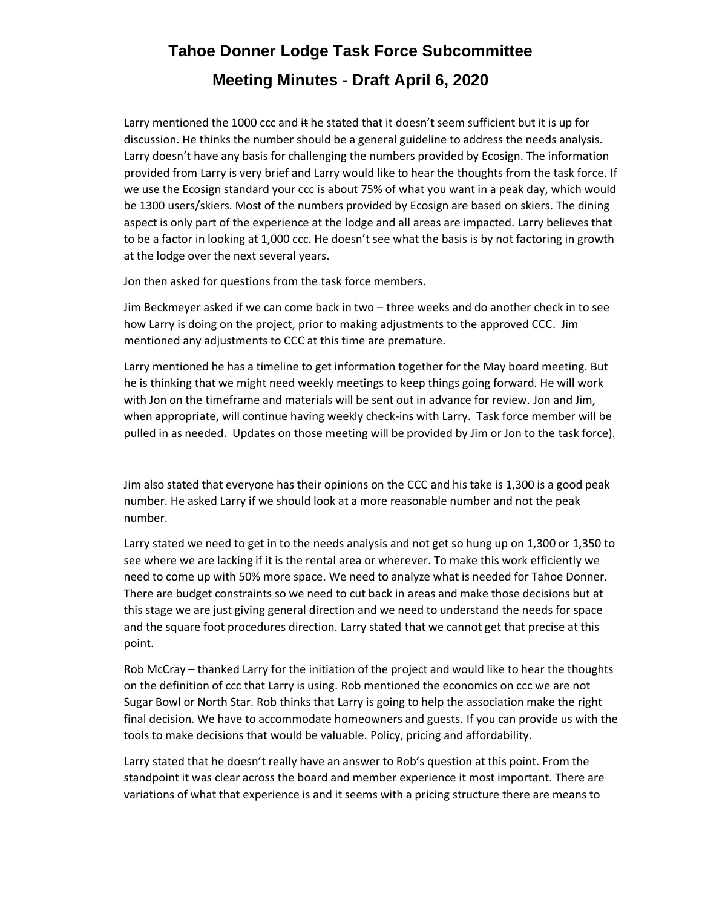# Tahoe Donner Lodge Task Force Subcommittee

## Meeting Minutes - Draft April 6, 2020

Larry mentioned the 1000 ccc and ~~it~~ he stated that it doesn't seem sufficient but it is up for discussion. He thinks the number should be a general guideline to address the needs analysis. Larry doesn't have any basis for challenging the numbers provided by Ecosign. The information provided from Larry is very brief and Larry would like to hear the thoughts from the task force. If we use the Ecosign standard your ccc is about 75% of what you want in a peak day, which would be 1300 users/skiers. Most of the numbers provided by Ecosign are based on skiers. The dining aspect is only part of the experience at the lodge and all areas are impacted. Larry believes that to be a factor in looking at 1,000 ccc. He doesn't see what the basis is by not factoring in growth at the lodge over the next several years.

Jon then asked for questions from the task force members.

Jim Beckmeyer asked if we can come back in two – three weeks and do another check in to see how Larry is doing on the project, prior to making adjustments to the approved CCC. Jim mentioned any adjustments to CCC at this time are premature.

Larry mentioned he has a timeline to get information together for the May board meeting. But he is thinking that we might need weekly meetings to keep things going forward. He will work with Jon on the timeframe and materials will be sent out in advance for review. Jon and Jim, when appropriate, will continue having weekly check-ins with Larry. Task force member will be pulled in as needed. Updates on those meeting will be provided by Jim or Jon to the task force).

Jim also stated that everyone has their opinions on the CCC and his take is 1,300 is a good peak number. He asked Larry if we should look at a more reasonable number and not the peak number.

Larry stated we need to get in to the needs analysis and not get so hung up on 1,300 or 1,350 to see where we are lacking if it is the rental area or wherever. To make this work efficiently we need to come up with 50% more space. We need to analyze what is needed for Tahoe Donner. There are budget constraints so we need to cut back in areas and make those decisions but at this stage we are just giving general direction and we need to understand the needs for space and the square foot procedures direction. Larry stated that we cannot get that precise at this point.

Rob McCray – thanked Larry for the initiation of the project and would like to hear the thoughts on the definition of ccc that Larry is using. Rob mentioned the economics on ccc we are not Sugar Bowl or North Star. Rob thinks that Larry is going to help the association make the right final decision. We have to accommodate homeowners and guests. If you can provide us with the tools to make decisions that would be valuable. Policy, pricing and affordability.

Larry stated that he doesn't really have an answer to Rob's question at this point. From the standpoint it was clear across the board and member experience it most important. There are variations of what that experience is and it seems with a pricing structure there are means to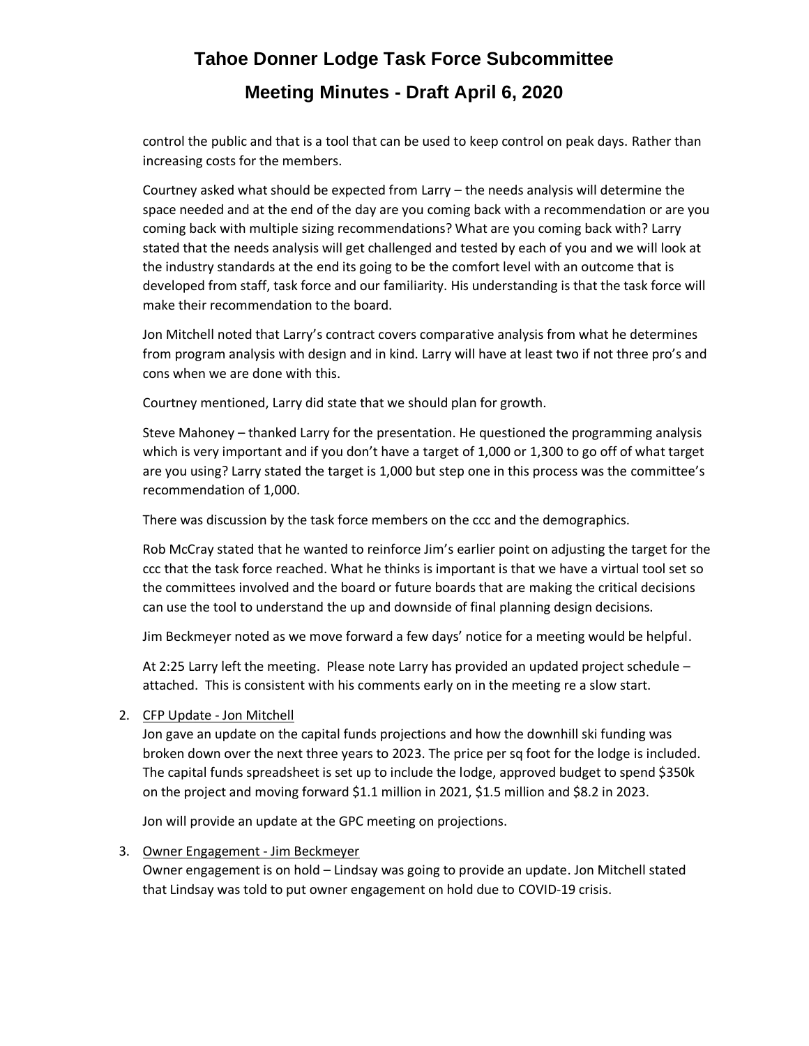control the public and that is a tool that can be used to keep control on peak days. Rather than increasing costs for the members.

Courtney asked what should be expected from Larry – the needs analysis will determine the space needed and at the end of the day are you coming back with a recommendation or are you coming back with multiple sizing recommendations? What are you coming back with? Larry stated that the needs analysis will get challenged and tested by each of you and we will look at the industry standards at the end its going to be the comfort level with an outcome that is developed from staff, task force and our familiarity. His understanding is that the task force will make their recommendation to the board.

Jon Mitchell noted that Larry's contract covers comparative analysis from what he determines from program analysis with design and in kind. Larry will have at least two if not three pro's and cons when we are done with this.

Courtney mentioned, Larry did state that we should plan for growth.

Steve Mahoney – thanked Larry for the presentation. He questioned the programming analysis which is very important and if you don't have a target of 1,000 or 1,300 to go off of what target are you using? Larry stated the target is 1,000 but step one in this process was the committee's recommendation of 1,000.

There was discussion by the task force members on the ccc and the demographics.

Rob McCray stated that he wanted to reinforce Jim's earlier point on adjusting the target for the ccc that the task force reached. What he thinks is important is that we have a virtual tool set so the committees involved and the board or future boards that are making the critical decisions can use the tool to understand the up and downside of final planning design decisions.

Jim Beckmeyer noted as we move forward a few days' notice for a meeting would be helpful.

At 2:25 Larry left the meeting. Please note Larry has provided an updated project schedule – attached. This is consistent with his comments early on in the meeting re a slow start.

2. CFP Update - Jon Mitchell
   Jon gave an update on the capital funds projections and how the downhill ski funding was broken down over the next three years to 2023. The price per sq foot for the lodge is included. The capital funds spreadsheet is set up to include the lodge, approved budget to spend $350k on the project and moving forward $1.1 million in 2021, $1.5 million and $8.2 in 2023.

   Jon will provide an update at the GPC meeting on projections.

3. Owner Engagement - Jim Beckmeyer
   Owner engagement is on hold – Lindsay was going to provide an update. Jon Mitchell stated that Lindsay was told to put owner engagement on hold due to COVID-19 crisis.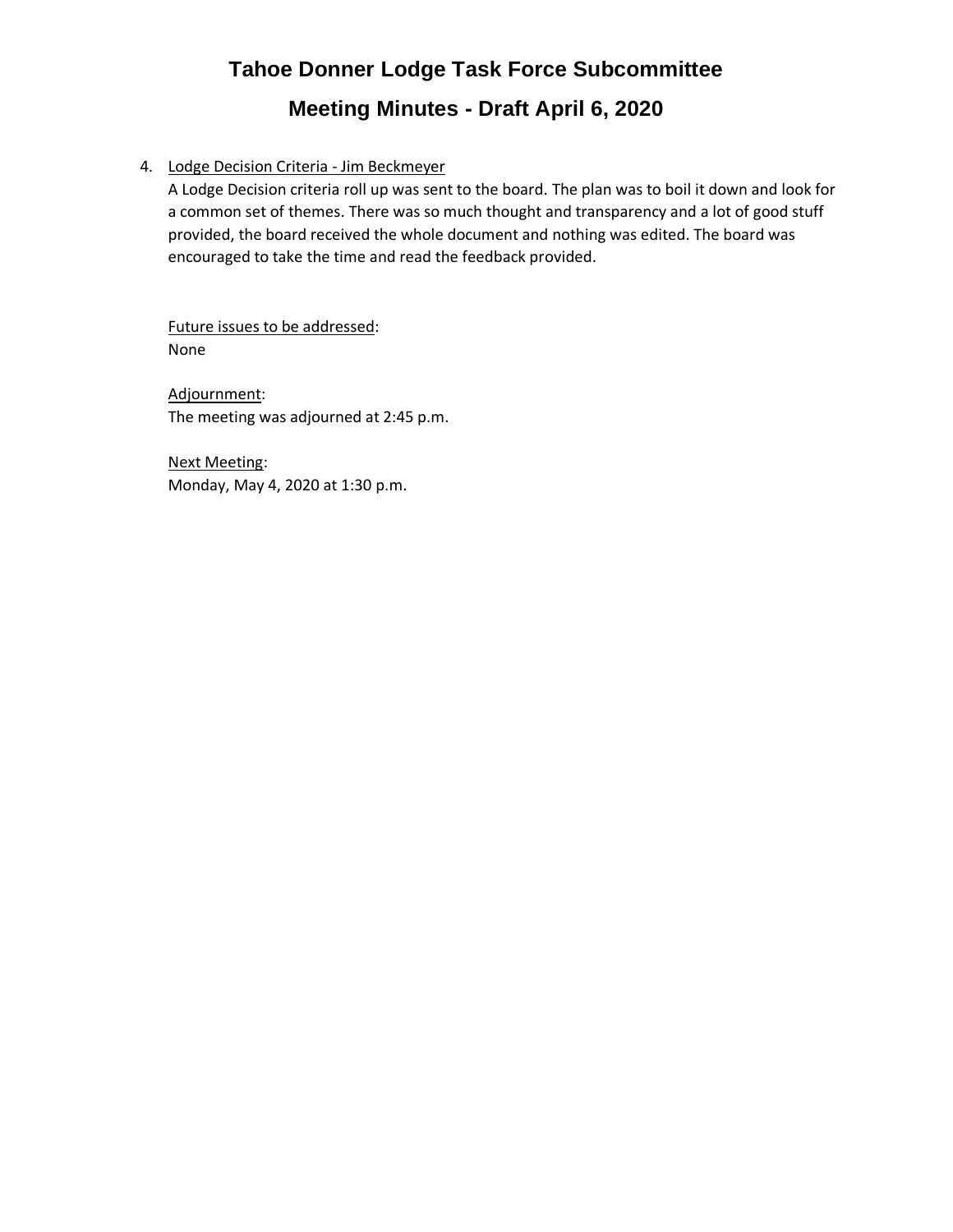# Tahoe Donner Lodge Task Force Subcommittee

## Meeting Minutes - Draft April 6, 2020

4. Lodge Decision Criteria - Jim Beckmeyer

   A Lodge Decision criteria roll up was sent to the board. The plan was to boil it down and look for a common set of themes. There was so much thought and transparency and a lot of good stuff provided, the board received the whole document and nothing was edited. The board was encouraged to take the time and read the feedback provided.

Future issues to be addressed:
None

Adjournment:
The meeting was adjourned at 2:45 p.m.

Next Meeting:
Monday, May 4, 2020 at 1:30 p.m.